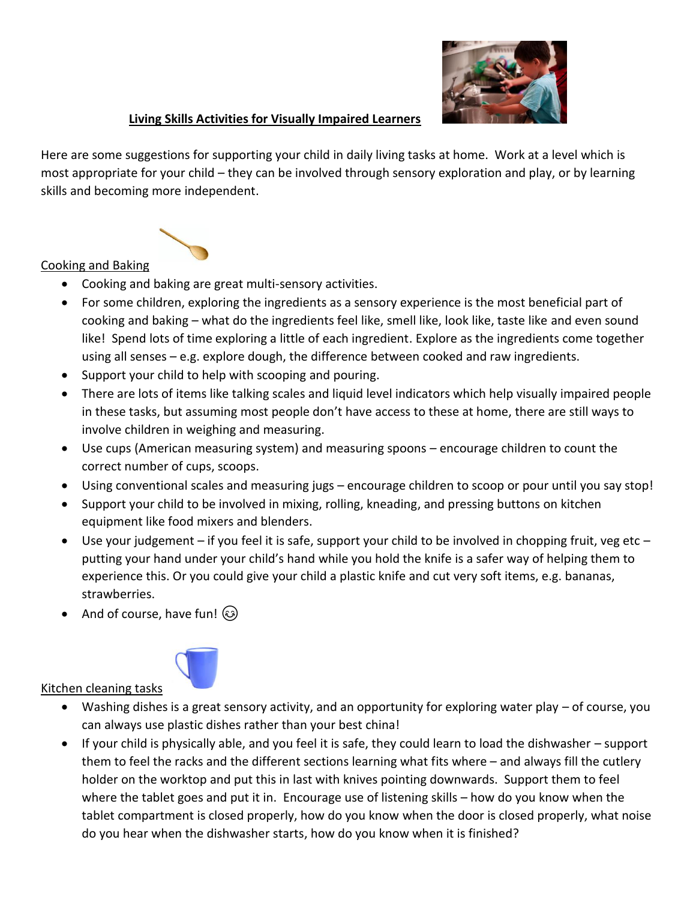# Living Skills Activities for Visually Impaired Learners

Here are some suggestions for supporting your child in daily living tasks at home. Work at a level which is most appropriate for your child – they can be involved through sensory exploration and play, or by learning skills and becoming more independent.

## Cooking and Baking

- Cooking and baking are great multi-sensory activities.
- For some children, exploring the ingredients as a sensory experience is the most beneficial part of cooking and baking – what do the ingredients feel like, smell like, look like, taste like and even sound like! Spend lots of time exploring a little of each ingredient. Explore as the ingredients come together using all senses – e.g. explore dough, the difference between cooked and raw ingredients.
- Support your child to help with scooping and pouring.
- There are lots of items like talking scales and liquid level indicators which help visually impaired people in these tasks, but assuming most people don't have access to these at home, there are still ways to involve children in weighing and measuring.
- Use cups (American measuring system) and measuring spoons – encourage children to count the correct number of cups, scoops.
- Using conventional scales and measuring jugs – encourage children to scoop or pour until you say stop!
- Support your child to be involved in mixing, rolling, kneading, and pressing buttons on kitchen equipment like food mixers and blenders.
- Use your judgement – if you feel it is safe, support your child to be involved in chopping fruit, veg etc – putting your hand under your child's hand while you hold the knife is a safer way of helping them to experience this. Or you could give your child a plastic knife and cut very soft items, e.g. bananas, strawberries.
- And of course, have fun! 😊

## Kitchen cleaning tasks

- Washing dishes is a great sensory activity, and an opportunity for exploring water play – of course, you can always use plastic dishes rather than your best china!
- If your child is physically able, and you feel it is safe, they could learn to load the dishwasher – support them to feel the racks and the different sections learning what fits where – and always fill the cutlery holder on the worktop and put this in last with knives pointing downwards. Support them to feel where the tablet goes and put it in. Encourage use of listening skills – how do you know when the tablet compartment is closed properly, how do you know when the door is closed properly, what noise do you hear when the dishwasher starts, how do you know when it is finished?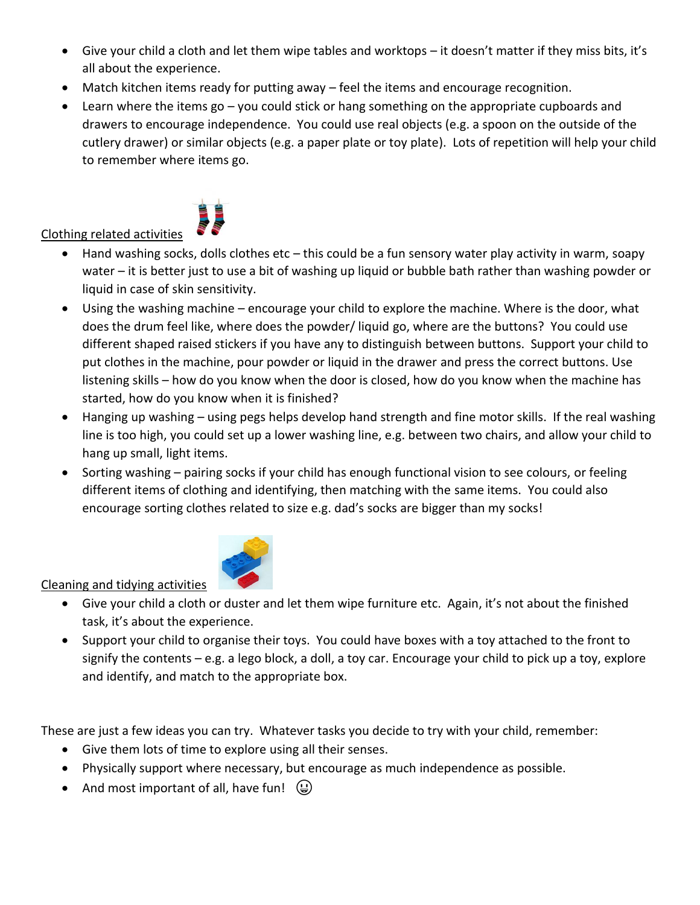- Give your child a cloth and let them wipe tables and worktops – it doesn't matter if they miss bits, it's all about the experience.
- Match kitchen items ready for putting away – feel the items and encourage recognition.
- Learn where the items go – you could stick or hang something on the appropriate cupboards and drawers to encourage independence. You could use real objects (e.g. a spoon on the outside of the cutlery drawer) or similar objects (e.g. a paper plate or toy plate). Lots of repetition will help your child to remember where items go.

<u>Clothing related activities</u>

- Hand washing socks, dolls clothes etc – this could be a fun sensory water play activity in warm, soapy water – it is better just to use a bit of washing up liquid or bubble bath rather than washing powder or liquid in case of skin sensitivity.
- Using the washing machine – encourage your child to explore the machine. Where is the door, what does the drum feel like, where does the powder/ liquid go, where are the buttons? You could use different shaped raised stickers if you have any to distinguish between buttons. Support your child to put clothes in the machine, pour powder or liquid in the drawer and press the correct buttons. Use listening skills – how do you know when the door is closed, how do you know when the machine has started, how do you know when it is finished?
- Hanging up washing – using pegs helps develop hand strength and fine motor skills. If the real washing line is too high, you could set up a lower washing line, e.g. between two chairs, and allow your child to hang up small, light items.
- Sorting washing – pairing socks if your child has enough functional vision to see colours, or feeling different items of clothing and identifying, then matching with the same items. You could also encourage sorting clothes related to size e.g. dad's socks are bigger than my socks!

<u>Cleaning and tidying activities</u>

- Give your child a cloth or duster and let them wipe furniture etc. Again, it's not about the finished task, it's about the experience.
- Support your child to organise their toys. You could have boxes with a toy attached to the front to signify the contents – e.g. a lego block, a doll, a toy car. Encourage your child to pick up a toy, explore and identify, and match to the appropriate box.

These are just a few ideas you can try. Whatever tasks you decide to try with your child, remember:

- Give them lots of time to explore using all their senses.
- Physically support where necessary, but encourage as much independence as possible.
- And most important of all, have fun! ☺